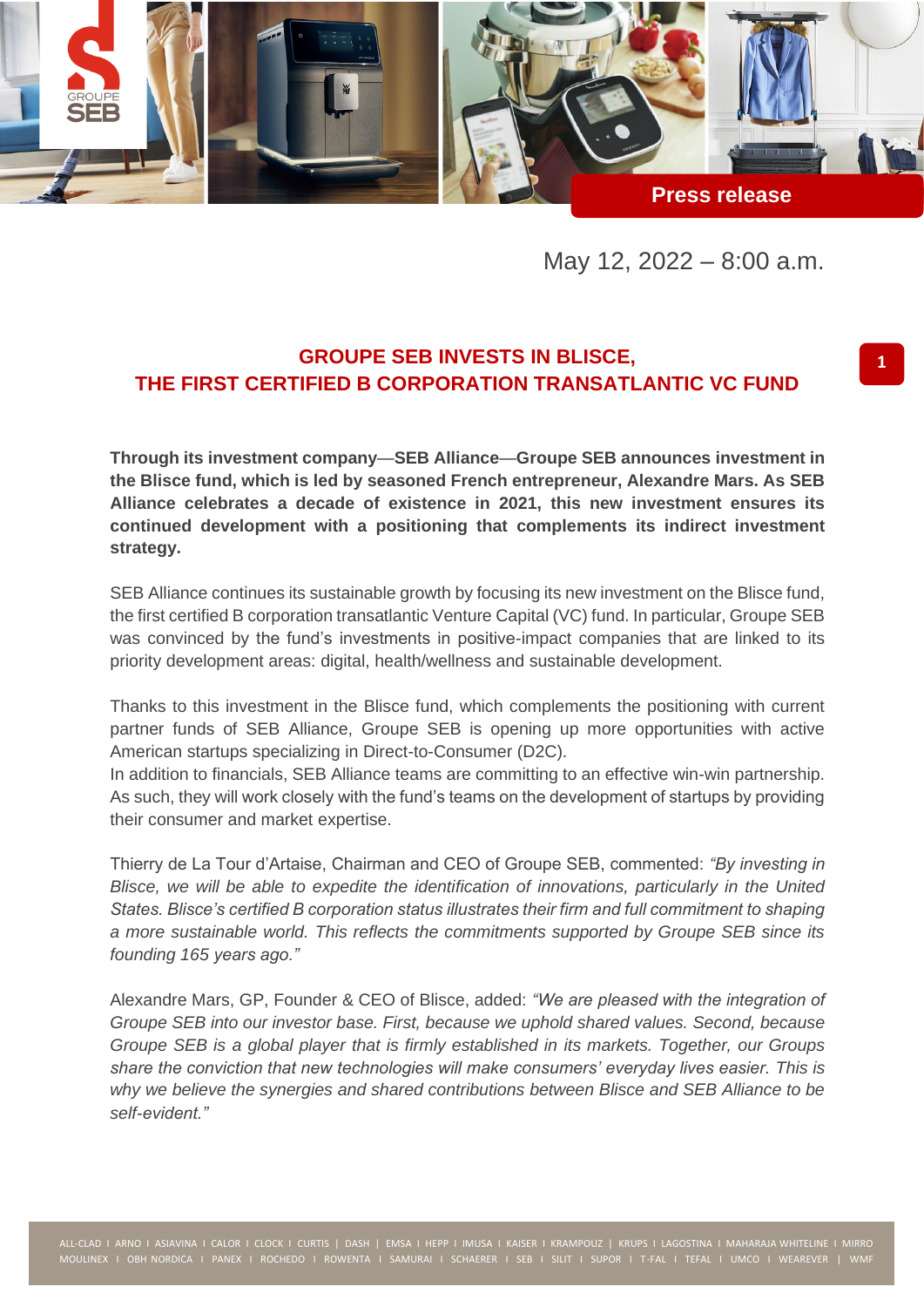Press release

May 12, 2022 – 8:00 a.m.

# GROUPE SEB INVESTS IN BLISCE, THE FIRST CERTIFIED B CORPORATION TRANSATLANTIC VC FUND

**Through its investment company—SEB Alliance—Groupe SEB announces investment in the Blisce fund, which is led by seasoned French entrepreneur, Alexandre Mars. As SEB Alliance celebrates a decade of existence in 2021, this new investment ensures its continued development with a positioning that complements its indirect investment strategy.**

SEB Alliance continues its sustainable growth by focusing its new investment on the Blisce fund, the first certified B corporation transatlantic Venture Capital (VC) fund. In particular, Groupe SEB was convinced by the fund's investments in positive-impact companies that are linked to its priority development areas: digital, health/wellness and sustainable development.

Thanks to this investment in the Blisce fund, which complements the positioning with current partner funds of SEB Alliance, Groupe SEB is opening up more opportunities with active American startups specializing in Direct-to-Consumer (D2C).
In addition to financials, SEB Alliance teams are committing to an effective win-win partnership. As such, they will work closely with the fund's teams on the development of startups by providing their consumer and market expertise.

Thierry de La Tour d'Artaise, Chairman and CEO of Groupe SEB, commented: *"By investing in Blisce, we will be able to expedite the identification of innovations, particularly in the United States. Blisce's certified B corporation status illustrates their firm and full commitment to shaping a more sustainable world. This reflects the commitments supported by Groupe SEB since its founding 165 years ago."*

Alexandre Mars, GP, Founder & CEO of Blisce, added: *"We are pleased with the integration of Groupe SEB into our investor base. First, because we uphold shared values. Second, because Groupe SEB is a global player that is firmly established in its markets. Together, our Groups share the conviction that new technologies will make consumers' everyday lives easier. This is why we believe the synergies and shared contributions between Blisce and SEB Alliance to be self-evident."*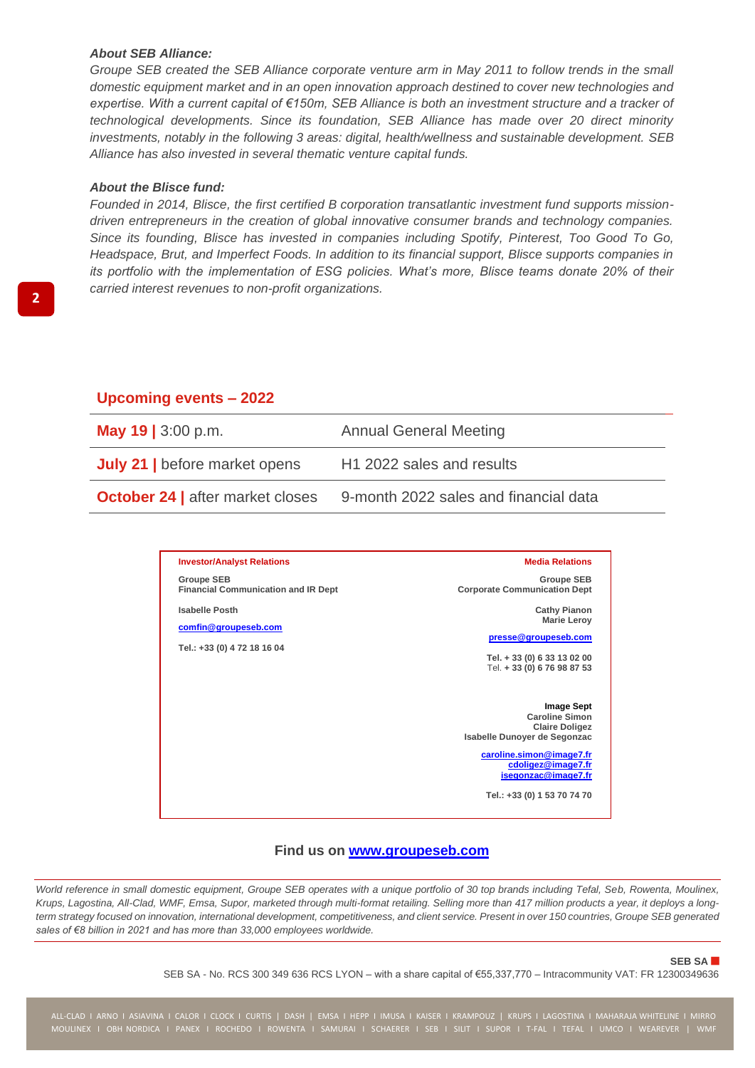***About SEB Alliance:***

*Groupe SEB created the SEB Alliance corporate venture arm in May 2011 to follow trends in the small domestic equipment market and in an open innovation approach destined to cover new technologies and expertise. With a current capital of €150m, SEB Alliance is both an investment structure and a tracker of technological developments. Since its foundation, SEB Alliance has made over 20 direct minority investments, notably in the following 3 areas: digital, health/wellness and sustainable development. SEB Alliance has also invested in several thematic venture capital funds.*

***About the Blisce fund:***

*Founded in 2014, Blisce, the first certified B corporation transatlantic investment fund supports mission-driven entrepreneurs in the creation of global innovative consumer brands and technology companies. Since its founding, Blisce has invested in companies including Spotify, Pinterest, Too Good To Go, Headspace, Brut, and Imperfect Foods. In addition to its financial support, Blisce supports companies in its portfolio with the implementation of ESG policies. What's more, Blisce teams donate 20% of their carried interest revenues to non-profit organizations.*

## Upcoming events – 2022

| | |
|---|---|
| **May 19 \|** 3:00 p.m. | Annual General Meeting |
| **July 21 \|** before market opens | H1 2022 sales and results |
| **October 24 \|** after market closes | 9-month 2022 sales and financial data |

**Investor/Analyst Relations**

**Groupe SEB**
**Financial Communication and IR Dept**

**Isabelle Posth**

**comfin@groupeseb.com**

**Tel.: +33 (0) 4 72 18 16 04**

**Media Relations**

**Groupe SEB**
**Corporate Communication Dept**

**Cathy Pianon**
**Marie Leroy**

**presse@groupeseb.com**

**Tel. + 33 (0) 6 33 13 02 00**
Tel. **+ 33 (0) 6 76 98 87 53**

**Image Sept**
**Caroline Simon**
**Claire Doligez**
**Isabelle Dunoyer de Segonzac**

**caroline.simon@image7.fr**
**cdoligez@image7.fr**
**isegonzac@image7.fr**

**Tel.: +33 (0) 1 53 70 74 70**

**Find us on www.groupeseb.com**

*World reference in small domestic equipment, Groupe SEB operates with a unique portfolio of 30 top brands including Tefal, Seb, Rowenta, Moulinex, Krups, Lagostina, All-Clad, WMF, Emsa, Supor, marketed through multi-format retailing. Selling more than 417 million products a year, it deploys a long-term strategy focused on innovation, international development, competitiveness, and client service. Present in over 150 countries, Groupe SEB generated sales of €8 billion in 2021 and has more than 33,000 employees worldwide.*

**SEB SA**

SEB SA - No. RCS 300 349 636 RCS LYON – with a share capital of €55,337,770 – Intracommunity VAT: FR 12300349636

ALL-CLAD I ARNO I ASIAVINA I CALOR I CLOCK I CURTIS | DASH | EMSA I HEPP I IMUSA I KAISER I KRAMPOUZ | KRUPS I LAGOSTINA I MAHARAJA WHITELINE I MIRRO MOULINEX I OBH NORDICA I PANEX I ROCHEDO I ROWENTA I SAMURAI I SCHAERER I SEB I SILIT I SUPOR I T-FAL I TEFAL I UMCO I WEAREVER | WMF